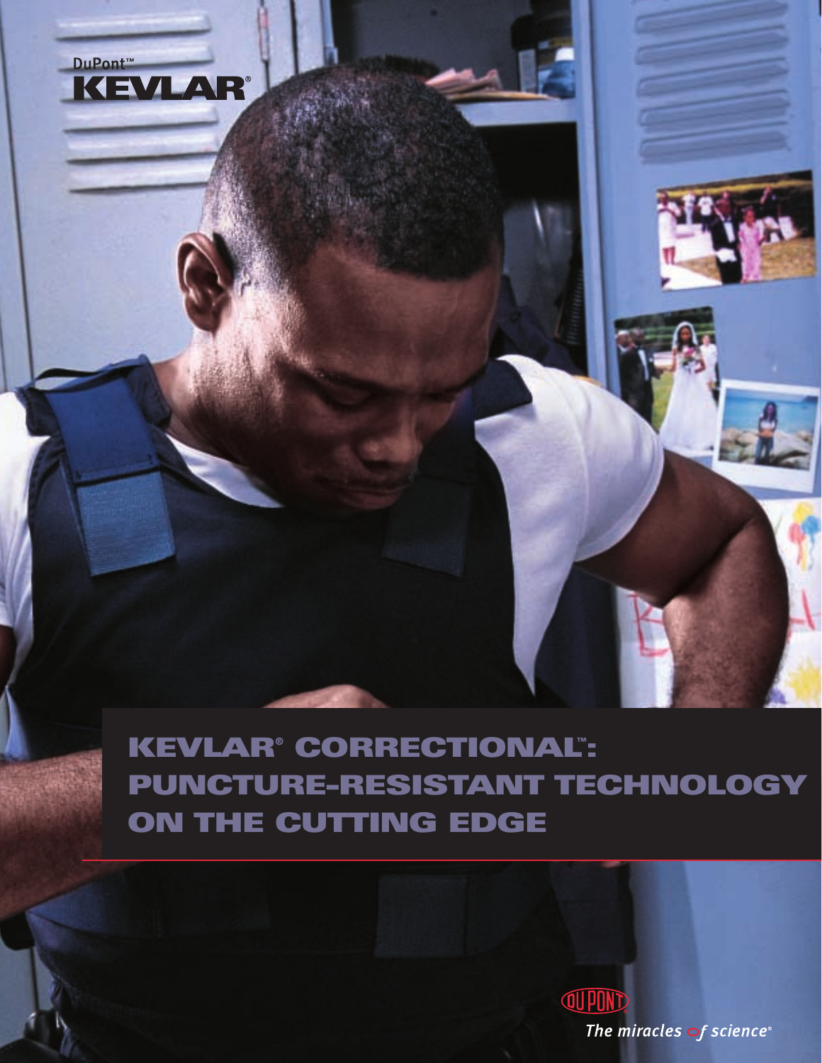DuPont™
KEVLAR®

# KEVLAR® CORRECTIONAL™: PUNCTURE-RESISTANT TECHNOLOGY ON THE CUTTING EDGE

DUPONT

*The miracles of science®*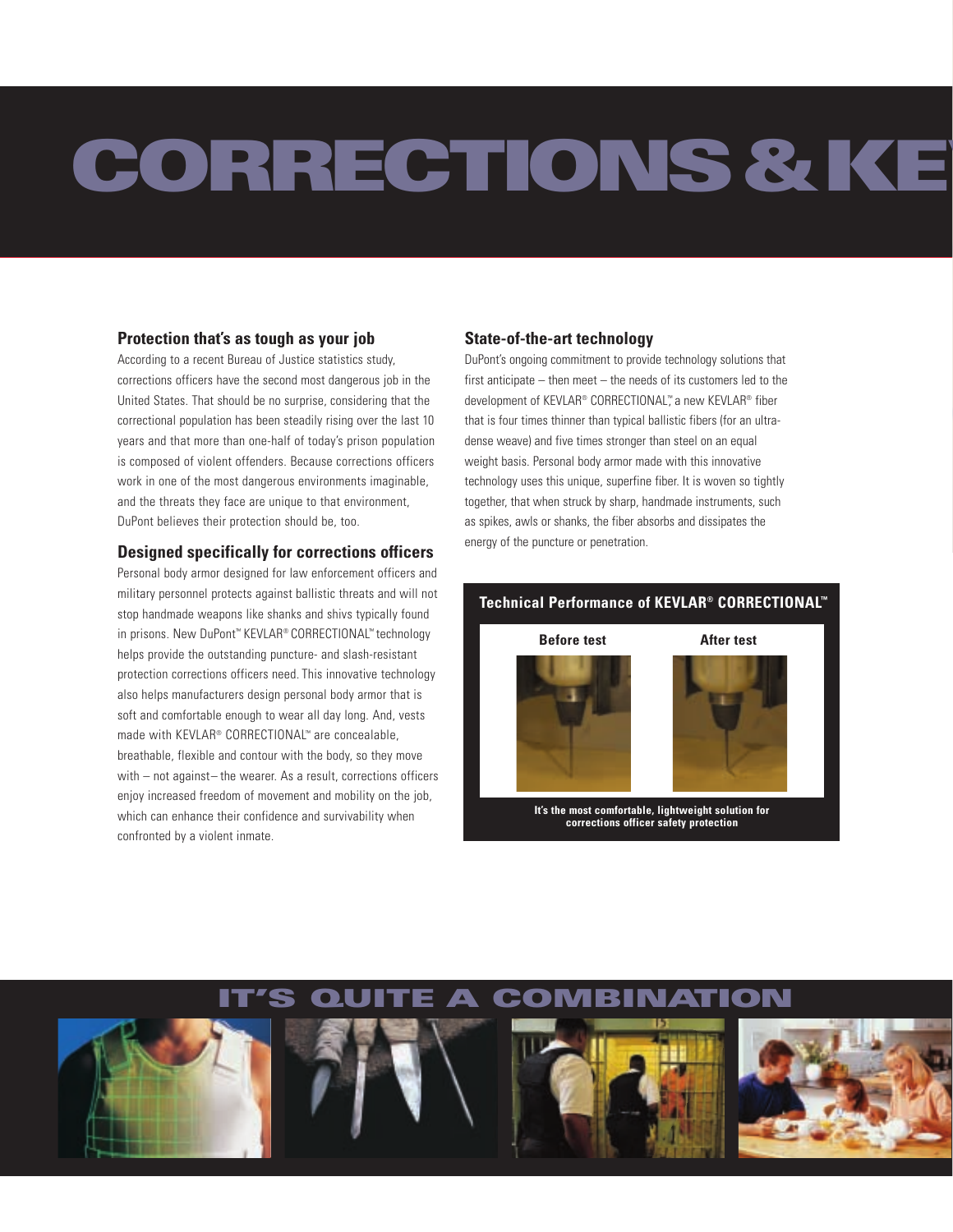# CORRECTIONS & KE

## Protection that's as tough as your job

According to a recent Bureau of Justice statistics study, corrections officers have the second most dangerous job in the United States. That should be no surprise, considering that the correctional population has been steadily rising over the last 10 years and that more than one-half of today's prison population is composed of violent offenders. Because corrections officers work in one of the most dangerous environments imaginable, and the threats they face are unique to that environment, DuPont believes their protection should be, too.

## Designed specifically for corrections officers

Personal body armor designed for law enforcement officers and military personnel protects against ballistic threats and will not stop handmade weapons like shanks and shivs typically found in prisons. New DuPont™ KEVLAR® CORRECTIONAL™ technology helps provide the outstanding puncture- and slash-resistant protection corrections officers need. This innovative technology also helps manufacturers design personal body armor that is soft and comfortable enough to wear all day long. And, vests made with KEVLAR® CORRECTIONAL™ are concealable, breathable, flexible and contour with the body, so they move with – not against– the wearer. As a result, corrections officers enjoy increased freedom of movement and mobility on the job, which can enhance their confidence and survivability when confronted by a violent inmate.

## State-of-the-art technology

DuPont's ongoing commitment to provide technology solutions that first anticipate – then meet – the needs of its customers led to the development of KEVLAR® CORRECTIONAL™, a new KEVLAR® fiber that is four times thinner than typical ballistic fibers (for an ultra-dense weave) and five times stronger than steel on an equal weight basis. Personal body armor made with this innovative technology uses this unique, superfine fiber. It is woven so tightly together, that when struck by sharp, handmade instruments, such as spikes, awls or shanks, the fiber absorbs and dissipates the energy of the puncture or penetration.

**Technical Performance of KEVLAR® CORRECTIONAL™**

| Before test | After test |
|---|---|

**It's the most comfortable, lightweight solution for corrections officer safety protection**

# IT'S QUITE A COMBINATION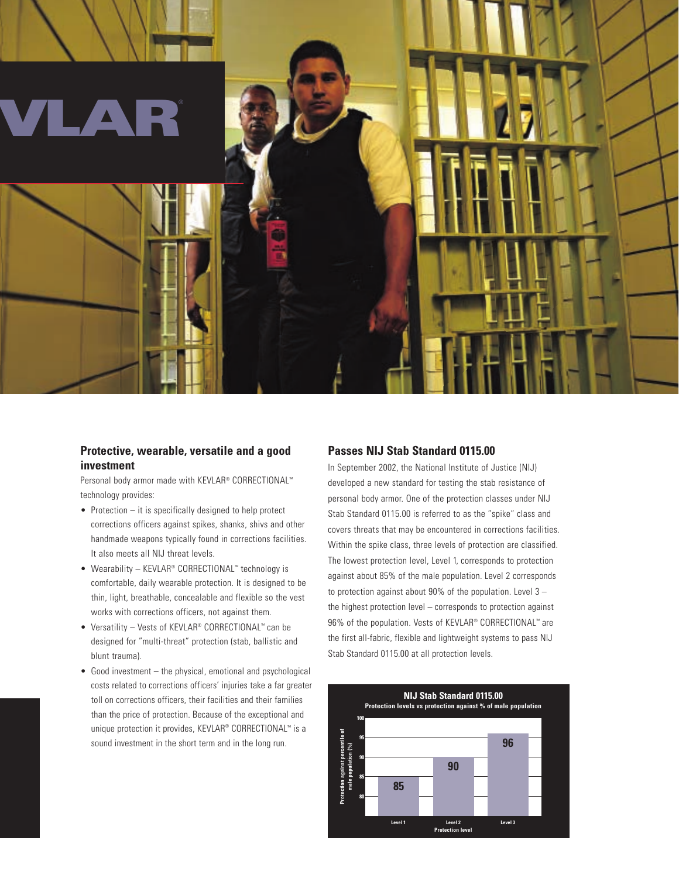VLAR®

## Protective, wearable, versatile and a good investment

Personal body armor made with KEVLAR® CORRECTIONAL™ technology provides:

- Protection – it is specifically designed to help protect corrections officers against spikes, shanks, shivs and other handmade weapons typically found in corrections facilities. It also meets all NIJ threat levels.
- Wearability – KEVLAR® CORRECTIONAL™ technology is comfortable, daily wearable protection. It is designed to be thin, light, breathable, concealable and flexible so the vest works with corrections officers, not against them.
- Versatility – Vests of KEVLAR® CORRECTIONAL™ can be designed for "multi-threat" protection (stab, ballistic and blunt trauma).
- Good investment – the physical, emotional and psychological costs related to corrections officers' injuries take a far greater toll on corrections officers, their facilities and their families than the price of protection. Because of the exceptional and unique protection it provides, KEVLAR® CORRECTIONAL™ is a sound investment in the short term and in the long run.

## Passes NIJ Stab Standard 0115.00

In September 2002, the National Institute of Justice (NIJ) developed a new standard for testing the stab resistance of personal body armor. One of the protection classes under NIJ Stab Standard 0115.00 is referred to as the "spike" class and covers threats that may be encountered in corrections facilities. Within the spike class, three levels of protection are classified. The lowest protection level, Level 1, corresponds to protection against about 85% of the male population. Level 2 corresponds to protection against about 90% of the population. Level 3 – the highest protection level – corresponds to protection against 96% of the population. Vests of KEVLAR® CORRECTIONAL™ are the first all-fabric, flexible and lightweight systems to pass NIJ Stab Standard 0115.00 at all protection levels.

**NIJ Stab Standard 0115.00**
**Protection levels vs protection against % of male population**

| Protection level | Protection against percentile of male population (%) |
|---|---|
| Level 1 | 85 |
| Level 2 | 90 |
| Level 3 | 96 |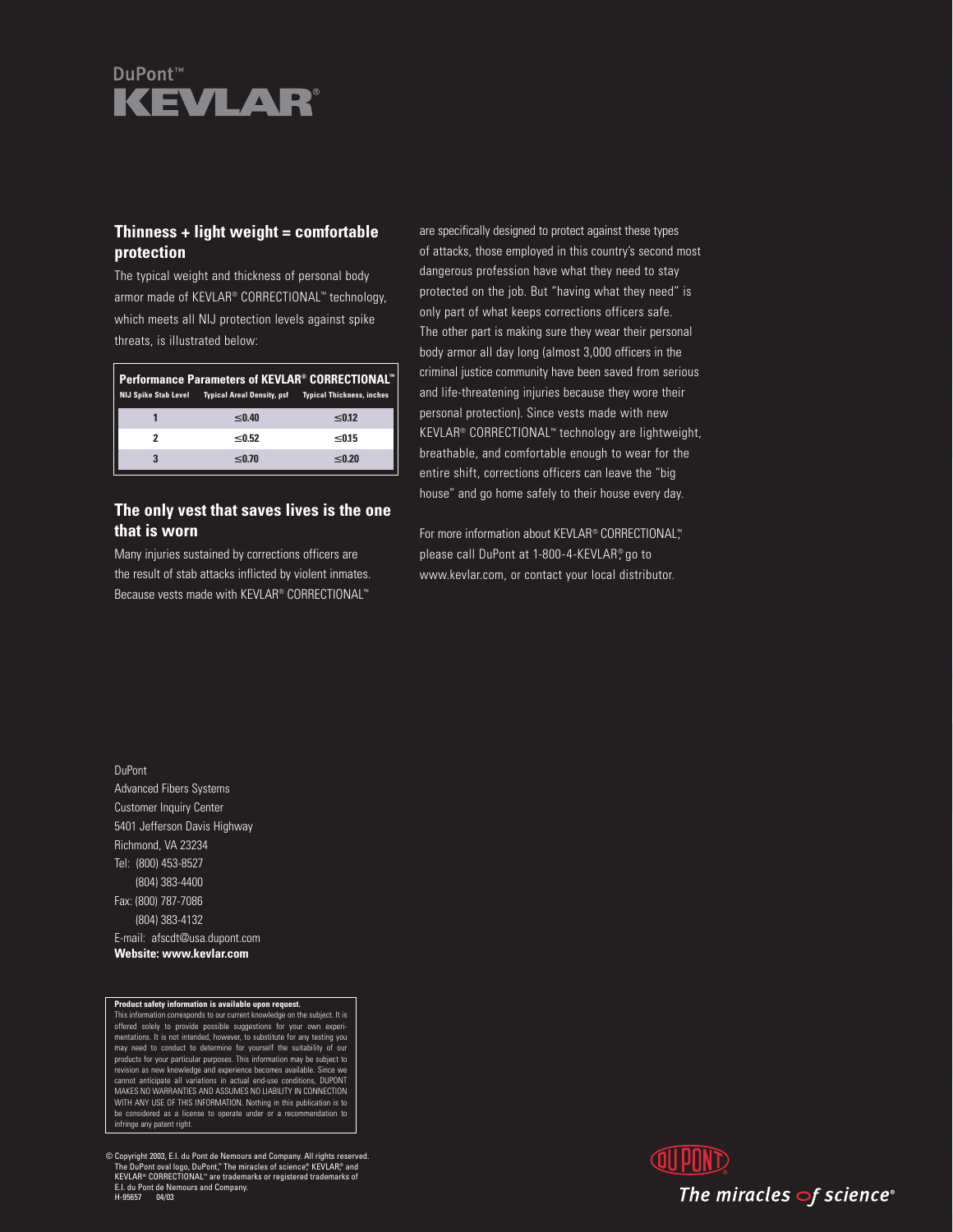DuPont™
KEVLAR®

## Thinness + light weight = comfortable protection

The typical weight and thickness of personal body armor made of KEVLAR® CORRECTIONAL™ technology, which meets all NIJ protection levels against spike threats, is illustrated below:

**Performance Parameters of KEVLAR® CORRECTIONAL™**

| NIJ Spike Stab Level | Typical Areal Density, psf | Typical Thickness, inches |
|---|---|---|
| 1 | ≤0.40 | ≤0.12 |
| 2 | ≤0.52 | ≤0.15 |
| 3 | ≤0.70 | ≤0.20 |

## The only vest that saves lives is the one that is worn

Many injuries sustained by corrections officers are the result of stab attacks inflicted by violent inmates. Because vests made with KEVLAR® CORRECTIONAL™ are specifically designed to protect against these types of attacks, those employed in this country's second most dangerous profession have what they need to stay protected on the job. But "having what they need" is only part of what keeps corrections officers safe. The other part is making sure they wear their personal body armor all day long (almost 3,000 officers in the criminal justice community have been saved from serious and life-threatening injuries because they wore their personal protection). Since vests made with new KEVLAR® CORRECTIONAL™ technology are lightweight, breathable, and comfortable enough to wear for the entire shift, corrections officers can leave the "big house" and go home safely to their house every day.

For more information about KEVLAR® CORRECTIONAL™, please call DuPont at 1-800-4-KEVLAR®, go to www.kevlar.com, or contact your local distributor.

DuPont
Advanced Fibers Systems
Customer Inquiry Center
5401 Jefferson Davis Highway
Richmond, VA 23234
Tel: (800) 453-8527
(804) 383-4400
Fax: (800) 787-7086
(804) 383-4132
E-mail: afscdt@usa.dupont.com
**Website: www.kevlar.com**

**Product safety information is available upon request.**
This information corresponds to our current knowledge on the subject. It is offered solely to provide possible suggestions for your own experimentations. It is not intended, however, to substitute for any testing you may need to conduct to determine for yourself the suitability of our products for your particular purposes. This information may be subject to revision as new knowledge and experience becomes available. Since we cannot anticipate all variations in actual end-use conditions, DUPONT MAKES NO WARRANTIES AND ASSUMES NO LIABILITY IN CONNECTION WITH ANY USE OF THIS INFORMATION. Nothing in this publication is to be considered as a license to operate under or a recommendation to infringe any patent right.

© Copyright 2003, E.I. du Pont de Nemours and Company. All rights reserved. The DuPont oval logo, DuPont™, The miracles of science®, KEVLAR®, and KEVLAR® CORRECTIONAL™ are trademarks or registered trademarks of E.I. du Pont de Nemours and Company.
H-95657 04/03

DUPONT
The miracles of science®